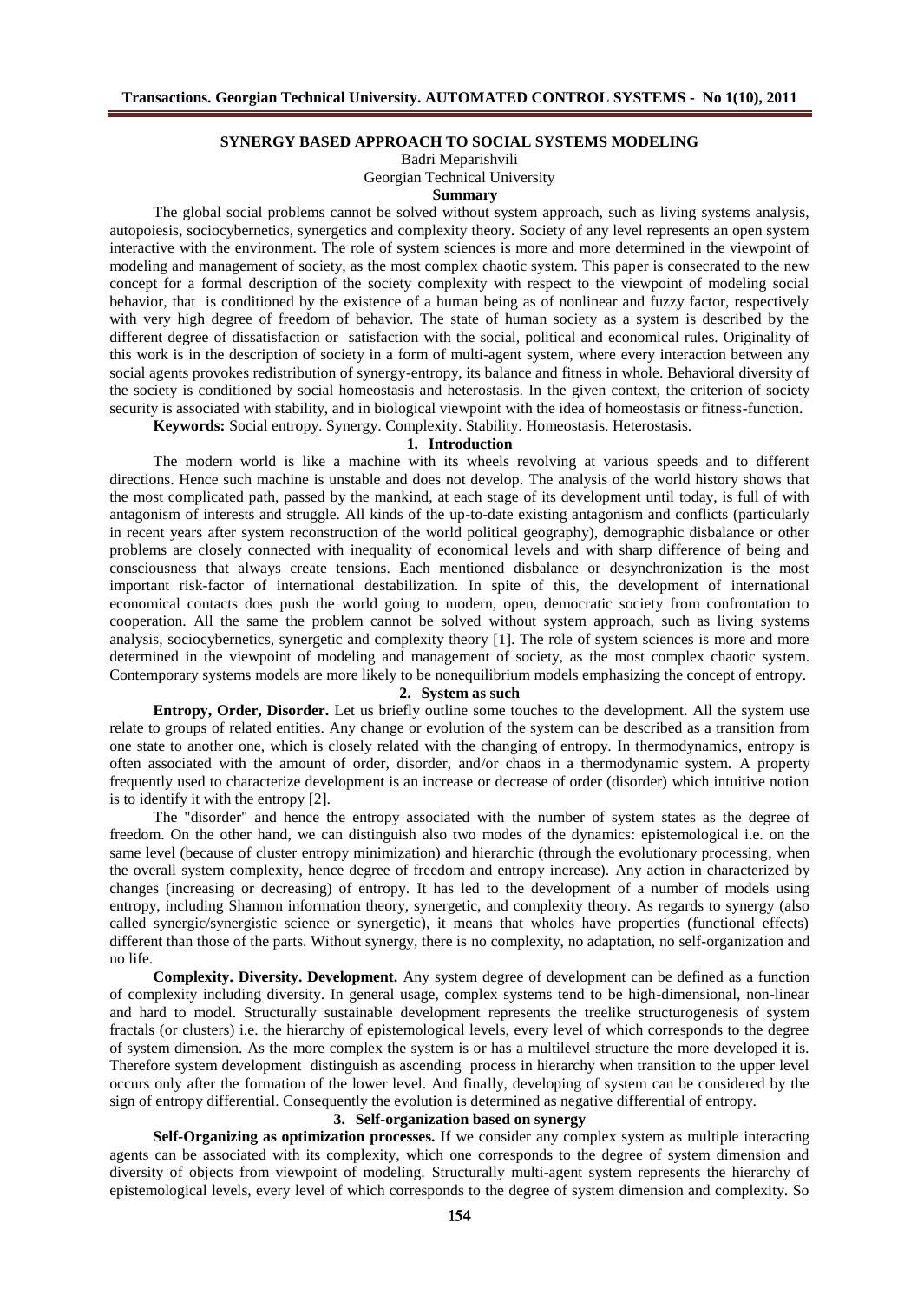# SYNERGY BASED APPROACH TO SOCIAL SYSTEMS MODELING

Badri Meparishvili

Georgian Technical University

## Summary

The global social problems cannot be solved without system approach, such as living systems analysis, autopoiesis, sociocybernetics, synergetics and complexity theory. Society of any level represents an open system interactive with the environment. The role of system sciences is more and more determined in the viewpoint of modeling and management of society, as the most complex chaotic system. This paper is consecrated to the new concept for a formal description of the society complexity with respect to the viewpoint of modeling social behavior, that is conditioned by the existence of a human being as of nonlinear and fuzzy factor, respectively with very high degree of freedom of behavior. The state of human society as a system is described by the different degree of dissatisfaction or satisfaction with the social, political and economical rules. Originality of this work is in the description of society in a form of multi-agent system, where every interaction between any social agents provokes redistribution of synergy-entropy, its balance and fitness in whole. Behavioral diversity of the society is conditioned by social homeostasis and heterostasis. In the given context, the criterion of society security is associated with stability, and in biological viewpoint with the idea of homeostasis or fitness-function.

**Keywords:** Social entropy. Synergy. Complexity. Stability. Homeostasis. Heterostasis.

## 1. Introduction

The modern world is like a machine with its wheels revolving at various speeds and to different directions. Hence such machine is unstable and does not develop. The analysis of the world history shows that the most complicated path, passed by the mankind, at each stage of its development until today, is full of with antagonism of interests and struggle. All kinds of the up-to-date existing antagonism and conflicts (particularly in recent years after system reconstruction of the world political geography), demographic disbalance or other problems are closely connected with inequality of economical levels and with sharp difference of being and consciousness that always create tensions. Each mentioned disbalance or desynchronization is the most important risk-factor of international destabilization. In spite of this, the development of international economical contacts does push the world going to modern, open, democratic society from confrontation to cooperation. All the same the problem cannot be solved without system approach, such as living systems analysis, sociocybernetics, synergetic and complexity theory [1]. The role of system sciences is more and more determined in the viewpoint of modeling and management of society, as the most complex chaotic system. Contemporary systems models are more likely to be nonequilibrium models emphasizing the concept of entropy.

## 2. System as such

**Entropy, Order, Disorder.** Let us briefly outline some touches to the development. All the system use relate to groups of related entities. Any change or evolution of the system can be described as a transition from one state to another one, which is closely related with the changing of entropy. In thermodynamics, entropy is often associated with the amount of order, disorder, and/or chaos in a thermodynamic system. A property frequently used to characterize development is an increase or decrease of order (disorder) which intuitive notion is to identify it with the entropy [2].

The "disorder" and hence the entropy associated with the number of system states as the degree of freedom. On the other hand, we can distinguish also two modes of the dynamics: epistemological i.e. on the same level (because of cluster entropy minimization) and hierarchic (through the evolutionary processing, when the overall system complexity, hence degree of freedom and entropy increase). Any action in characterized by changes (increasing or decreasing) of entropy. It has led to the development of a number of models using entropy, including Shannon information theory, synergetic, and complexity theory. As regards to synergy (also called synergic/synergistic science or synergetic), it means that wholes have properties (functional effects) different than those of the parts. Without synergy, there is no complexity, no adaptation, no self-organization and no life.

**Complexity. Diversity. Development.** Any system degree of development can be defined as a function of complexity including diversity. In general usage, complex systems tend to be high-dimensional, non-linear and hard to model. Structurally sustainable development represents the treelike structurogenesis of system fractals (or clusters) i.e. the hierarchy of epistemological levels, every level of which corresponds to the degree of system dimension. As the more complex the system is or has a multilevel structure the more developed it is. Therefore system development distinguish as ascending process in hierarchy when transition to the upper level occurs only after the formation of the lower level. And finally, developing of system can be considered by the sign of entropy differential. Consequently the evolution is determined as negative differential of entropy.

## 3. Self-organization based on synergy

**Self-Organizing as optimization processes.** If we consider any complex system as multiple interacting agents can be associated with its complexity, which one corresponds to the degree of system dimension and diversity of objects from viewpoint of modeling. Structurally multi-agent system represents the hierarchy of epistemological levels, every level of which corresponds to the degree of system dimension and complexity. So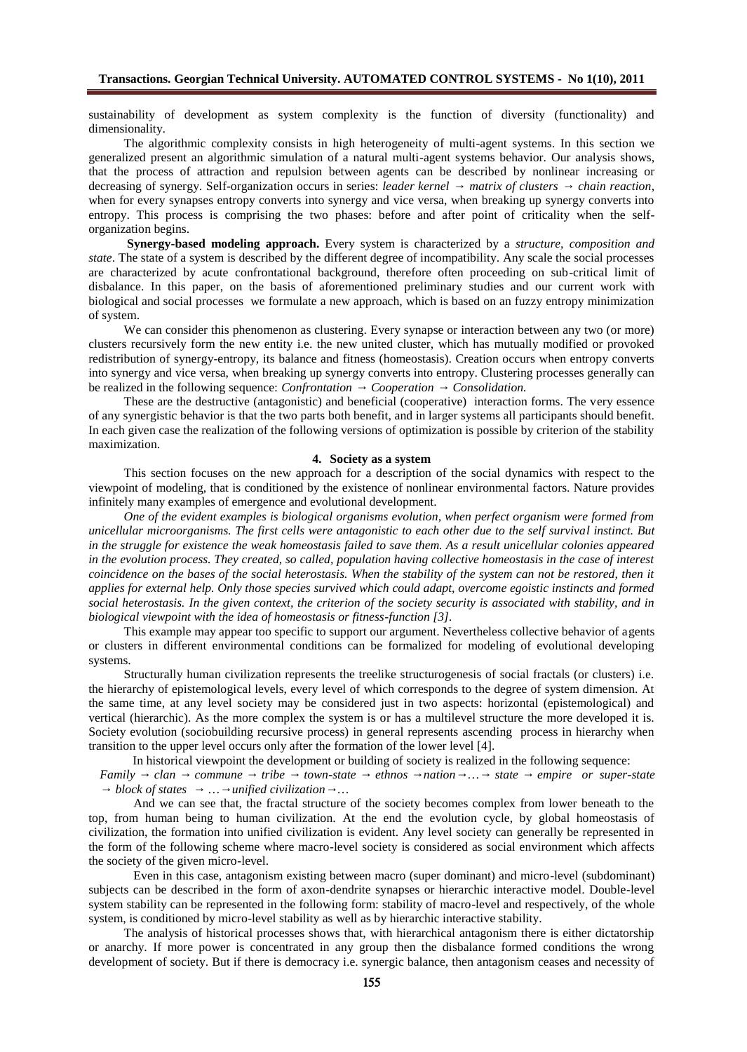sustainability of development as system complexity is the function of diversity (functionality) and dimensionality.

The algorithmic complexity consists in high heterogeneity of multi-agent systems. In this section we generalized present an algorithmic simulation of a natural multi-agent systems behavior. Our analysis shows, that the process of attraction and repulsion between agents can be described by nonlinear increasing or decreasing of synergy. Self-organization occurs in series: *leader kernel → matrix of clusters → chain reaction*, when for every synapses entropy converts into synergy and vice versa, when breaking up synergy converts into entropy. This process is comprising the two phases: before and after point of criticality when the self-organization begins.

**Synergy-based modeling approach.** Every system is characterized by a *structure, composition and state*. The state of a system is described by the different degree of incompatibility. Any scale the social processes are characterized by acute confrontational background, therefore often proceeding on sub-critical limit of disbalance. In this paper, on the basis of aforementioned preliminary studies and our current work with biological and social processes we formulate a new approach, which is based on an fuzzy entropy minimization of system.

We can consider this phenomenon as clustering. Every synapse or interaction between any two (or more) clusters recursively form the new entity i.e. the new united cluster, which has mutually modified or provoked redistribution of synergy-entropy, its balance and fitness (homeostasis). Creation occurs when entropy converts into synergy and vice versa, when breaking up synergy converts into entropy. Clustering processes generally can be realized in the following sequence: *Confrontation → Cooperation → Consolidation.*

These are the destructive (antagonistic) and beneficial (cooperative) interaction forms. The very essence of any synergistic behavior is that the two parts both benefit, and in larger systems all participants should benefit. In each given case the realization of the following versions of optimization is possible by criterion of the stability maximization.

## 4. Society as a system

This section focuses on the new approach for a description of the social dynamics with respect to the viewpoint of modeling, that is conditioned by the existence of nonlinear environmental factors. Nature provides infinitely many examples of emergence and evolutional development.

*One of the evident examples is biological organisms evolution, when perfect organism were formed from unicellular microorganisms. The first cells were antagonistic to each other due to the self survival instinct. But in the struggle for existence the weak homeostasis failed to save them. As a result unicellular colonies appeared in the evolution process. They created, so called, population having collective homeostasis in the case of interest coincidence on the bases of the social heterostasis. When the stability of the system can not be restored, then it applies for external help. Only those species survived which could adapt, overcome egoistic instincts and formed social heterostasis. In the given context, the criterion of the society security is associated with stability, and in biological viewpoint with the idea of homeostasis or fitness-function [3].*

This example may appear too specific to support our argument. Nevertheless collective behavior of agents or clusters in different environmental conditions can be formalized for modeling of evolutional developing systems.

Structurally human civilization represents the treelike structurogenesis of social fractals (or clusters) i.e. the hierarchy of epistemological levels, every level of which corresponds to the degree of system dimension. At the same time, at any level society may be considered just in two aspects: horizontal (epistemological) and vertical (hierarchic). As the more complex the system is or has a multilevel structure the more developed it is. Society evolution (sociobuilding recursive process) in general represents ascending process in hierarchy when transition to the upper level occurs only after the formation of the lower level [4].

In historical viewpoint the development or building of society is realized in the following sequence:

*Family → clan → commune → tribe → town-state → ethnos → nation → … → state → empire or super-state → block of states → … → unified civilization → …*

And we can see that, the fractal structure of the society becomes complex from lower beneath to the top, from human being to human civilization. At the end the evolution cycle, by global homeostasis of civilization, the formation into unified civilization is evident. Any level society can generally be represented in the form of the following scheme where macro-level society is considered as social environment which affects the society of the given micro-level.

Even in this case, antagonism existing between macro (super dominant) and micro-level (subdominant) subjects can be described in the form of axon-dendrite synapses or hierarchic interactive model. Double-level system stability can be represented in the following form: stability of macro-level and respectively, of the whole system, is conditioned by micro-level stability as well as by hierarchic interactive stability.

The analysis of historical processes shows that, with hierarchical antagonism there is either dictatorship or anarchy. If more power is concentrated in any group then the disbalance formed conditions the wrong development of society. But if there is democracy i.e. synergic balance, then antagonism ceases and necessity of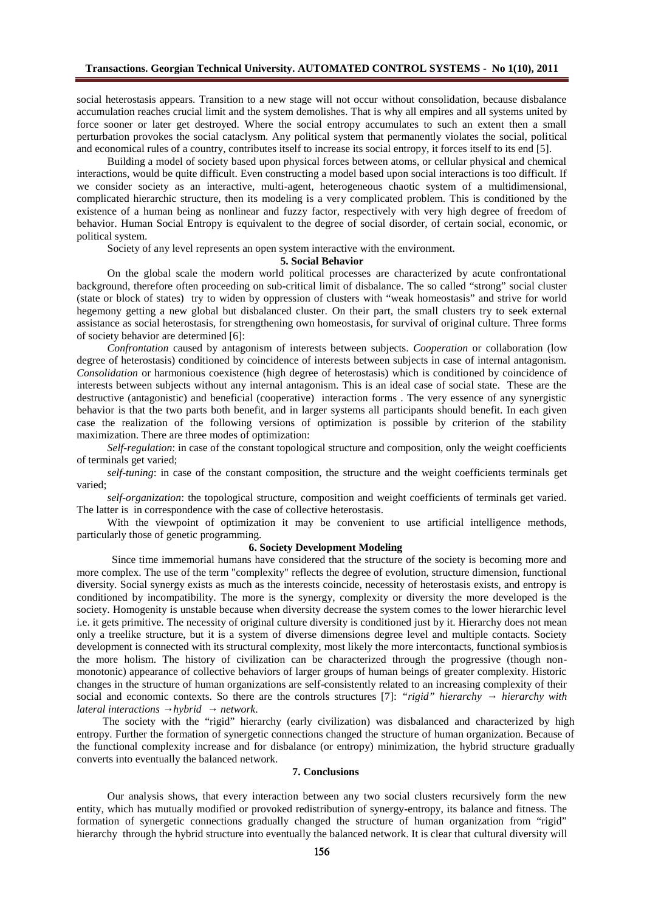social heterostasis appears. Transition to a new stage will not occur without consolidation, because disbalance accumulation reaches crucial limit and the system demolishes. That is why all empires and all systems united by force sooner or later get destroyed. Where the social entropy accumulates to such an extent then a small perturbation provokes the social cataclysm. Any political system that permanently violates the social, political and economical rules of a country, contributes itself to increase its social entropy, it forces itself to its end [5].

Building a model of society based upon physical forces between atoms, or cellular physical and chemical interactions, would be quite difficult. Even constructing a model based upon social interactions is too difficult. If we consider society as an interactive, multi-agent, heterogeneous chaotic system of a multidimensional, complicated hierarchic structure, then its modeling is a very complicated problem. This is conditioned by the existence of a human being as nonlinear and fuzzy factor, respectively with very high degree of freedom of behavior. Human Social Entropy is equivalent to the degree of social disorder, of certain social, economic, or political system.

Society of any level represents an open system interactive with the environment.

## 5. Social Behavior

On the global scale the modern world political processes are characterized by acute confrontational background, therefore often proceeding on sub-critical limit of disbalance. The so called "strong" social cluster (state or block of states) try to widen by oppression of clusters with "weak homeostasis" and strive for world hegemony getting a new global but disbalanced cluster. On their part, the small clusters try to seek external assistance as social heterostasis, for strengthening own homeostasis, for survival of original culture. Three forms of society behavior are determined [6]:

*Confrontation* caused by antagonism of interests between subjects. *Cooperation* or collaboration (low degree of heterostasis) conditioned by coincidence of interests between subjects in case of internal antagonism. *Consolidation* or harmonious coexistence (high degree of heterostasis) which is conditioned by coincidence of interests between subjects without any internal antagonism. This is an ideal case of social state. These are the destructive (antagonistic) and beneficial (cooperative) interaction forms . The very essence of any synergistic behavior is that the two parts both benefit, and in larger systems all participants should benefit. In each given case the realization of the following versions of optimization is possible by criterion of the stability maximization. There are three modes of optimization:

*Self-regulation*: in case of the constant topological structure and composition, only the weight coefficients of terminals get varied;

*self-tuning*: in case of the constant composition, the structure and the weight coefficients terminals get varied;

*self-organization*: the topological structure, composition and weight coefficients of terminals get varied. The latter is in correspondence with the case of collective heterostasis.

With the viewpoint of optimization it may be convenient to use artificial intelligence methods, particularly those of genetic programming.

## 6. Society Development Modeling

Since time immemorial humans have considered that the structure of the society is becoming more and more complex. The use of the term "complexity" reflects the degree of evolution, structure dimension, functional diversity. Social synergy exists as much as the interests coincide, necessity of heterostasis exists, and entropy is conditioned by incompatibility. The more is the synergy, complexity or diversity the more developed is the society. Homogenity is unstable because when diversity decrease the system comes to the lower hierarchic level i.e. it gets primitive. The necessity of original culture diversity is conditioned just by it. Hierarchy does not mean only a treelike structure, but it is a system of diverse dimensions degree level and multiple contacts. Society development is connected with its structural complexity, most likely the more intercontacts, functional symbiosis the more holism. The history of civilization can be characterized through the progressive (though non-monotonic) appearance of collective behaviors of larger groups of human beings of greater complexity. Historic changes in the structure of human organizations are self-consistently related to an increasing complexity of their social and economic contexts. So there are the controls structures [7]: *"rigid" hierarchy → hierarchy with lateral interactions → hybrid → network*.

The society with the "rigid" hierarchy (early civilization) was disbalanced and characterized by high entropy. Further the formation of synergetic connections changed the structure of human organization. Because of the functional complexity increase and for disbalance (or entropy) minimization, the hybrid structure gradually converts into eventually the balanced network.

## 7. Conclusions

Our analysis shows, that every interaction between any two social clusters recursively form the new entity, which has mutually modified or provoked redistribution of synergy-entropy, its balance and fitness. The formation of synergetic connections gradually changed the structure of human organization from "rigid" hierarchy through the hybrid structure into eventually the balanced network. It is clear that cultural diversity will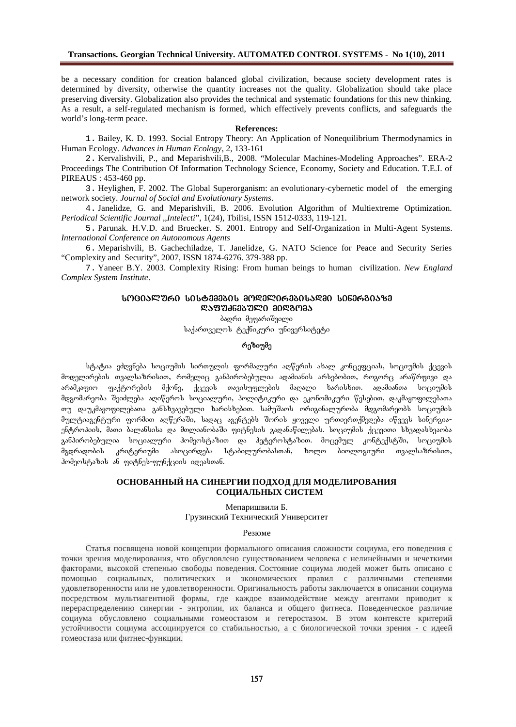be a necessary condition for creation balanced global civilization, because society development rates is determined by diversity, otherwise the quantity increases not the quality. Globalization should take place preserving diversity. Globalization also provides the technical and systematic foundations for this new thinking. As a result, a self-regulated mechanism is formed, which effectively prevents conflicts, and safeguards the world's long-term peace.

**References:**

1. Bailey, K. D. 1993. Social Entropy Theory: An Application of Nonequilibrium Thermodynamics in Human Ecology. *Advances in Human Ecology*, 2, 133-161

2. Kervalishvili, P., and Meparishvili,B., 2008. "Molecular Machines-Modeling Approaches". ERA-2 Proceedings The Contribution Of Information Technology Science, Economy, Society and Education. T.E.I. of PIREAUS : 453-460 pp.

3. Heylighen, F. 2002. The Global Superorganism: an evolutionary-cybernetic model of the emerging network society. *Journal of Social and Evolutionary Systems*.

4. Janelidze, G. and Meparishvili, B. 2006. Evolution Algorithm of Multiextreme Optimization. *Periodical Scientific Journal „Intelecti"*, 1(24), Tbilisi, ISSN 1512-0333, 119-121.

5. Parunak. H.V.D. and Bruecker. S. 2001. Entropy and Self-Organization in Multi-Agent Systems. *International Conference on Autonomous Agents*

6. Meparishvili, B. Gachechiladze, T. Janelidze, G. NATO Science for Peace and Security Series "Complexity and Security", 2007, ISSN 1874-6276. 379-388 pp.

7. Yaneer B.Y. 2003. Complexity Rising: From human beings to human civilization. *New England Complex System Institute*.

## სოციალური სისტემების მოდელირებისადმი სინერგიაზე დაფუძნებული მიდგომა

ბადრი მეფარიშვილი

საქართველოს ტექნიკური უნივერსიტეტი

### რეზიუმე

სტატია ეძღვნება სოციუმის სირთულის ფორმალური აღწერის ახალ კონცეფციას, სოციუმის ქცევის მოდელირების თვალსაზრისით, რომელიც განპირობებულია ადამიანის არსებობით, როგორც არაწრფივი და არამკაფიო ფაქტორების მქონე, ქცევის თავისუფლების მაღალი ხარისხით. ადამიანთა სოციუმის მდგომარეობა შეიძლება აღიწეროს სოციალური, პოლიტიკური და ეკონომიკური წესებით, დაკმაყოფილებათა თუ დაუკმაყოფილებათა განსხვავებული ხარისხებით. სამუშაოს ორიგინალურობა მდგომარეობს სოციუმის მულტიაგენტური ფორმით აღწერაში, სადაც აგენტებს შორის ყოველი ურთიერთქმედება იწვევს სინერგია-ენტროპიის, მათი ბალანსისა და მთლიანობაში ფიტნესის გადანაწილებას. სოციუმის ქცევითი სხვადასხვაობა განპირობებულია სოციალური ჰომეოსტაზით და ჰეტეროსტაზით. მოცემულ კონტექსტში, სოციუმის მდგრადობის კრიტერიუმი ასოცირდება სტაბილურობასთან, ხოლო ბიოლოგიური თვალსაზრისით, ჰომეოსტაზის ან ფიტნეს-ფუნქციის იდეასთან.

## ОСНОВАННЫЙ НА СИНЕРГИИ ПОДХОД ДЛЯ МОДЕЛИРОВАНИЯ СОЦИАЛЬНЫХ СИСТЕМ

Мепаришвили Б.

Грузинский Технический Университет

### Резюме

Статья посвящена новой концепции формального описания сложности социума, его поведения с точки зрения моделирования, что обусловлено существованием человека с нелинейными и нечеткими факторами, высокой степенью свободы поведения. Состояние социума людей может быть описано с помощью социальных, политических и экономических правил с различными степенями удовлетворенности или не удовлетворенности. Оригинальность работы заключается в описании социума посредством мультиагентной формы, где каждое взаимодействие между агентами приводит к перераспределению синергии - энтропии, их баланса и общего фитнеса. Поведенческое различие социума обусловлено социальными гомеостазом и гетеростазом. В этом контексте критерий устойчивости социума ассоциируется со стабильностью, а с биологической точки зрения - с идеей гомеостаза или фитнес-функции.